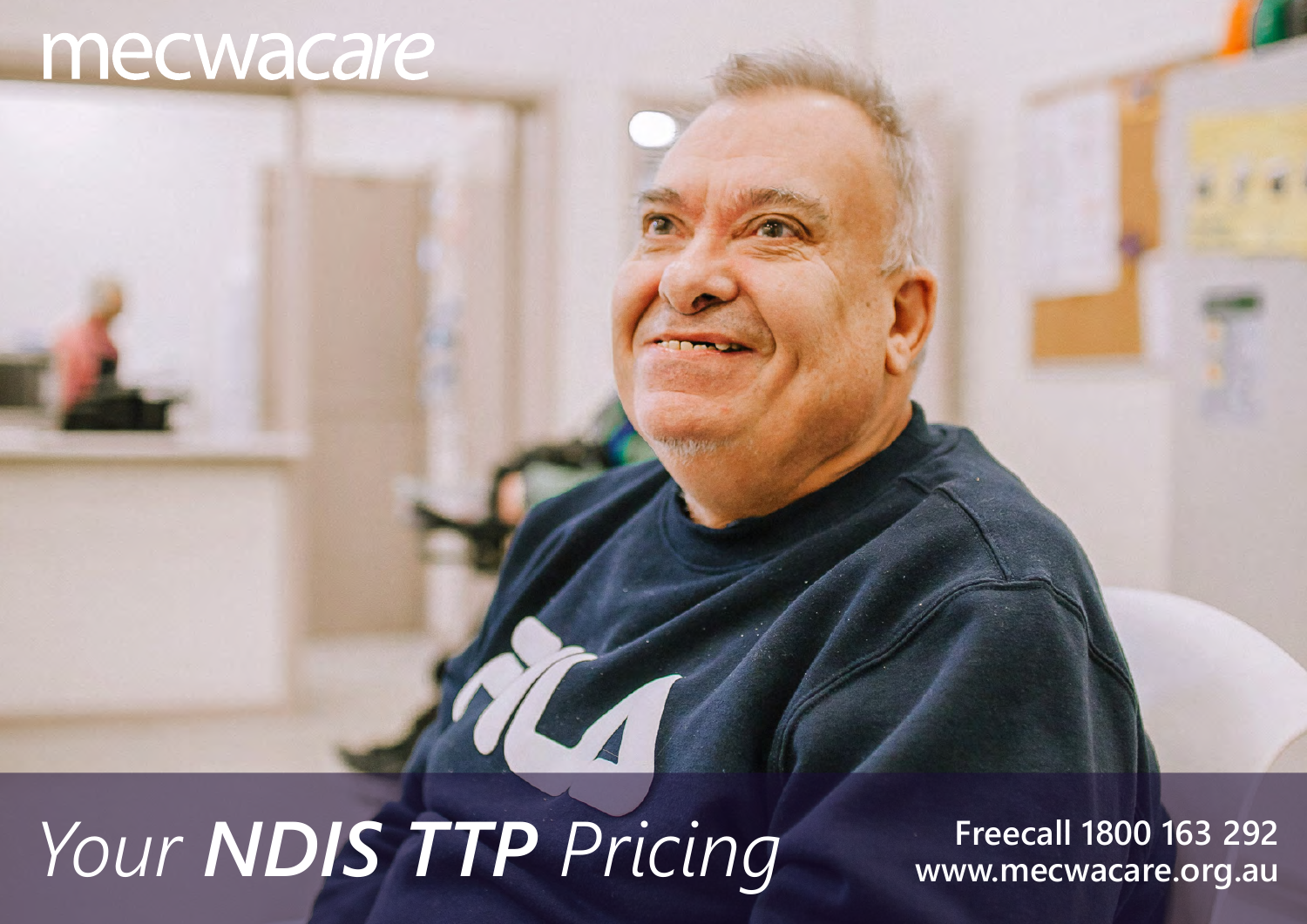mecwacare

# *Your* ***NDIS TTP*** *Pricing*

**Freecall 1800 163 292**
**www.mecwacare.org.au**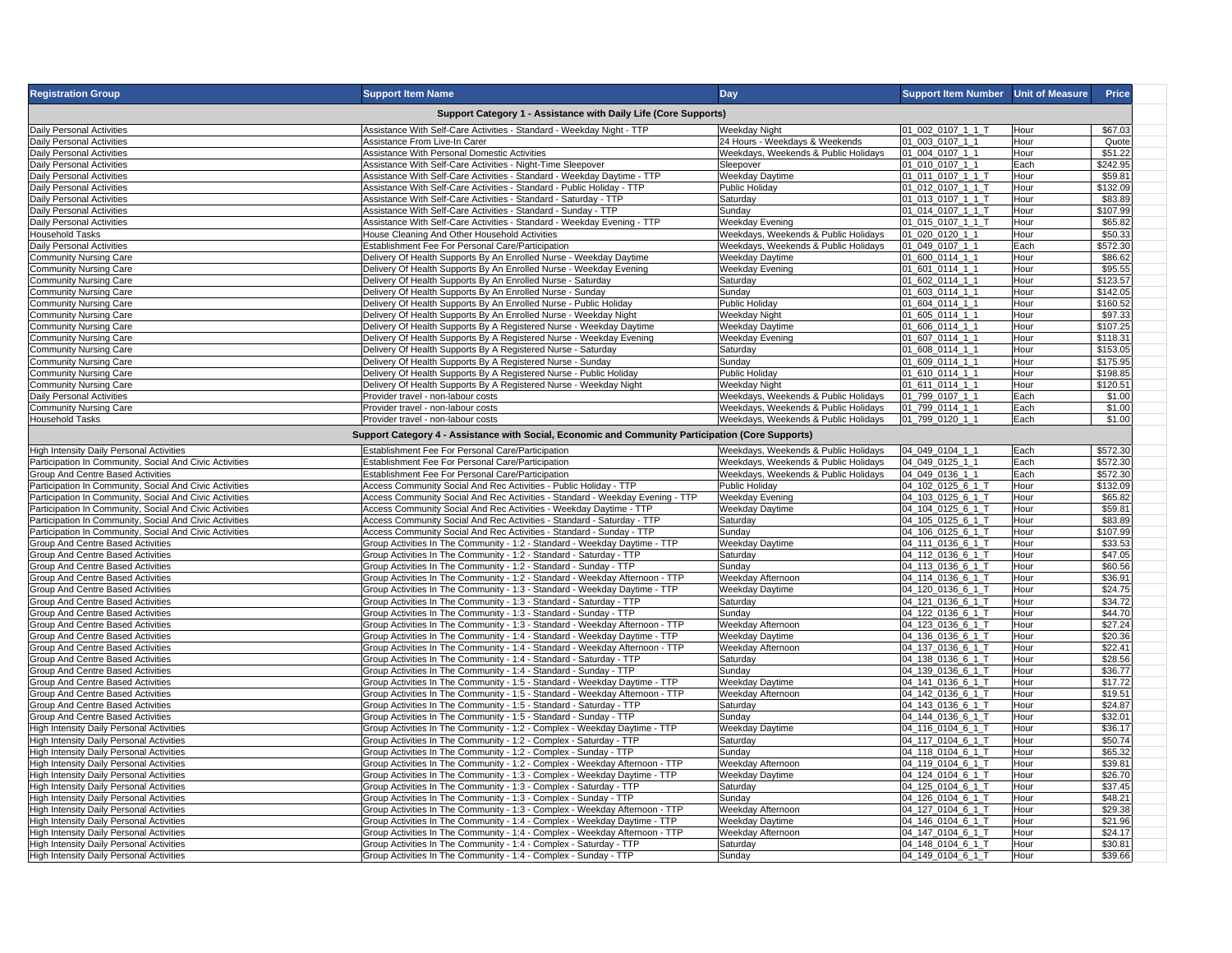| Registration Group | Support Item Name | Day | Support Item Number | Unit of Measure | Price |
|---|---|---|---|---|---|
| **Support Category 1 - Assistance with Daily Life (Core Supports)** | | | | | |
| Daily Personal Activities | Assistance With Self-Care Activities - Standard - Weekday Night - TTP | Weekday Night | 01_002_0107_1_1_T | Hour | $67.03 |
| Daily Personal Activities | Assistance From Live-In Carer | 24 Hours - Weekdays & Weekends | 01_003_0107_1_1 | Hour | Quote |
| Daily Personal Activities | Assistance With Personal Domestic Activities | Weekdays, Weekends & Public Holidays | 01_004_0107_1_1 | Hour | $51.22 |
| Daily Personal Activities | Assistance With Self-Care Activities - Night-Time Sleepover | Sleepover | 01_010_0107_1_1 | Each | $242.95 |
| Daily Personal Activities | Assistance With Self-Care Activities - Standard - Weekday Daytime - TTP | Weekday Daytime | 01_011_0107_1_1_T | Hour | $59.81 |
| Daily Personal Activities | Assistance With Self-Care Activities - Standard - Public Holiday - TTP | Public Holiday | 01_012_0107_1_1_T | Hour | $132.09 |
| Daily Personal Activities | Assistance With Self-Care Activities - Standard - Saturday - TTP | Saturday | 01_013_0107_1_1_T | Hour | $83.89 |
| Daily Personal Activities | Assistance With Self-Care Activities - Standard - Sunday - TTP | Sunday | 01_014_0107_1_1_T | Hour | $107.99 |
| Daily Personal Activities | Assistance With Self-Care Activities - Standard - Weekday Evening - TTP | Weekday Evening | 01_015_0107_1_1_T | Hour | $65.82 |
| Household Tasks | House Cleaning And Other Household Activities | Weekdays, Weekends & Public Holidays | 01_020_0120_1_1 | Hour | $50.33 |
| Daily Personal Activities | Establishment Fee For Personal Care/Participation | Weekdays, Weekends & Public Holidays | 01_049_0107_1_1 | Each | $572.30 |
| Community Nursing Care | Delivery Of Health Supports By An Enrolled Nurse - Weekday Daytime | Weekday Daytime | 01_600_0114_1_1 | Hour | $86.62 |
| Community Nursing Care | Delivery Of Health Supports By An Enrolled Nurse - Weekday Evening | Weekday Evening | 01_601_0114_1_1 | Hour | $95.55 |
| Community Nursing Care | Delivery Of Health Supports By An Enrolled Nurse - Saturday | Saturday | 01_602_0114_1_1 | Hour | $123.57 |
| Community Nursing Care | Delivery Of Health Supports By An Enrolled Nurse - Sunday | Sunday | 01_603_0114_1_1 | Hour | $142.05 |
| Community Nursing Care | Delivery Of Health Supports By An Enrolled Nurse - Public Holiday | Public Holiday | 01_604_0114_1_1 | Hour | $160.52 |
| Community Nursing Care | Delivery Of Health Supports By An Enrolled Nurse - Weekday Night | Weekday Night | 01_605_0114_1_1 | Hour | $97.33 |
| Community Nursing Care | Delivery Of Health Supports By A Registered Nurse - Weekday Daytime | Weekday Daytime | 01_606_0114_1_1 | Hour | $107.25 |
| Community Nursing Care | Delivery Of Health Supports By A Registered Nurse - Weekday Evening | Weekday Evening | 01_607_0114_1_1 | Hour | $118.31 |
| Community Nursing Care | Delivery Of Health Supports By A Registered Nurse - Saturday | Saturday | 01_608_0114_1_1 | Hour | $153.05 |
| Community Nursing Care | Delivery Of Health Supports By A Registered Nurse - Sunday | Sunday | 01_609_0114_1_1 | Hour | $175.95 |
| Community Nursing Care | Delivery Of Health Supports By A Registered Nurse - Public Holiday | Public Holiday | 01_610_0114_1_1 | Hour | $198.85 |
| Community Nursing Care | Delivery Of Health Supports By A Registered Nurse - Weekday Night | Weekday Night | 01_611_0114_1_1 | Hour | $120.51 |
| Daily Personal Activities | Provider travel - non-labour costs | Weekdays, Weekends & Public Holidays | 01_799_0107_1_1 | Each | $1.00 |
| Community Nursing Care | Provider travel - non-labour costs | Weekdays, Weekends & Public Holidays | 01_799_0114_1_1 | Each | $1.00 |
| Household Tasks | Provider travel - non-labour costs | Weekdays, Weekends & Public Holidays | 01_799_0120_1_1 | Each | $1.00 |
| **Support Category 4 - Assistance with Social, Economic and Community Participation (Core Supports)** | | | | | |
| High Intensity Daily Personal Activities | Establishment Fee For Personal Care/Participation | Weekdays, Weekends & Public Holidays | 04_049_0104_1_1 | Each | $572.30 |
| Participation In Community, Social And Civic Activities | Establishment Fee For Personal Care/Participation | Weekdays, Weekends & Public Holidays | 04_049_0125_1_1 | Each | $572.30 |
| Group And Centre Based Activities | Establishment Fee For Personal Care/Participation | Weekdays, Weekends & Public Holidays | 04_049_0136_1_1 | Each | $572.30 |
| Participation In Community, Social And Civic Activities | Access Community Social And Rec Activities - Public Holiday - TTP | Public Holiday | 04_102_0125_6_1_T | Hour | $132.09 |
| Participation In Community, Social And Civic Activities | Access Community Social And Rec Activities - Standard - Weekday Evening - TTP | Weekday Evening | 04_103_0125_6_1_T | Hour | $65.82 |
| Participation In Community, Social And Civic Activities | Access Community Social And Rec Activities - Weekday Daytime - TTP | Weekday Daytime | 04_104_0125_6_1_T | Hour | $59.81 |
| Participation In Community, Social And Civic Activities | Access Community Social And Rec Activities - Standard - Saturday - TTP | Saturday | 04_105_0125_6_1_T | Hour | $83.89 |
| Participation In Community, Social And Civic Activities | Access Community Social And Rec Activities - Standard - Sunday - TTP | Sunday | 04_106_0125_6_1_T | Hour | $107.99 |
| Group And Centre Based Activities | Group Activities In The Community - 1:2 - Standard - Weekday Daytime - TTP | Weekday Daytime | 04_111_0136_6_1_T | Hour | $33.53 |
| Group And Centre Based Activities | Group Activities In The Community - 1:2 - Standard - Saturday - TTP | Saturday | 04_112_0136_6_1_T | Hour | $47.05 |
| Group And Centre Based Activities | Group Activities In The Community - 1:2 - Standard - Sunday - TTP | Sunday | 04_113_0136_6_1_T | Hour | $60.56 |
| Group And Centre Based Activities | Group Activities In The Community - 1:2 - Standard - Weekday Afternoon - TTP | Weekday Afternoon | 04_114_0136_6_1_T | Hour | $36.91 |
| Group And Centre Based Activities | Group Activities In The Community - 1:3 - Standard - Weekday Daytime - TTP | Weekday Daytime | 04_120_0136_6_1_T | Hour | $24.75 |
| Group And Centre Based Activities | Group Activities In The Community - 1:3 - Standard - Saturday - TTP | Saturday | 04_121_0136_6_1_T | Hour | $34.72 |
| Group And Centre Based Activities | Group Activities In The Community - 1:3 - Standard - Sunday - TTP | Sunday | 04_122_0136_6_1_T | Hour | $44.70 |
| Group And Centre Based Activities | Group Activities In The Community - 1:3 - Standard - Weekday Afternoon - TTP | Weekday Afternoon | 04_123_0136_6_1_T | Hour | $27.24 |
| Group And Centre Based Activities | Group Activities In The Community - 1:4 - Standard - Weekday Daytime - TTP | Weekday Daytime | 04_136_0136_6_1_T | Hour | $20.36 |
| Group And Centre Based Activities | Group Activities In The Community - 1:4 - Standard - Weekday Afternoon - TTP | Weekday Afternoon | 04_137_0136_6_1_T | Hour | $22.41 |
| Group And Centre Based Activities | Group Activities In The Community - 1:4 - Standard - Saturday - TTP | Saturday | 04_138_0136_6_1_T | Hour | $28.56 |
| Group And Centre Based Activities | Group Activities In The Community - 1:4 - Standard - Sunday - TTP | Sunday | 04_139_0136_6_1_T | Hour | $36.77 |
| Group And Centre Based Activities | Group Activities In The Community - 1:5 - Standard - Weekday Daytime - TTP | Weekday Daytime | 04_141_0136_6_1_T | Hour | $17.72 |
| Group And Centre Based Activities | Group Activities In The Community - 1:5 - Standard - Weekday Afternoon - TTP | Weekday Afternoon | 04_142_0136_6_1_T | Hour | $19.51 |
| Group And Centre Based Activities | Group Activities In The Community - 1:5 - Standard - Saturday - TTP | Saturday | 04_143_0136_6_1_T | Hour | $24.87 |
| Group And Centre Based Activities | Group Activities In The Community - 1:5 - Standard - Sunday - TTP | Sunday | 04_144_0136_6_1_T | Hour | $32.01 |
| High Intensity Daily Personal Activities | Group Activities In The Community - 1:2 - Complex - Weekday Daytime - TTP | Weekday Daytime | 04_116_0104_6_1_T | Hour | $36.17 |
| High Intensity Daily Personal Activities | Group Activities In The Community - 1:2 - Complex - Saturday - TTP | Saturday | 04_117_0104_6_1_T | Hour | $50.74 |
| High Intensity Daily Personal Activities | Group Activities In The Community - 1:2 - Complex - Sunday - TTP | Sunday | 04_118_0104_6_1_T | Hour | $65.32 |
| High Intensity Daily Personal Activities | Group Activities In The Community - 1:2 - Complex - Weekday Afternoon - TTP | Weekday Afternoon | 04_119_0104_6_1_T | Hour | $39.81 |
| High Intensity Daily Personal Activities | Group Activities In The Community - 1:3 - Complex - Weekday Daytime - TTP | Weekday Daytime | 04_124_0104_6_1_T | Hour | $26.70 |
| High Intensity Daily Personal Activities | Group Activities In The Community - 1:3 - Complex - Saturday - TTP | Saturday | 04_125_0104_6_1_T | Hour | $37.45 |
| High Intensity Daily Personal Activities | Group Activities In The Community - 1:3 - Complex - Sunday - TTP | Sunday | 04_126_0104_6_1_T | Hour | $48.21 |
| High Intensity Daily Personal Activities | Group Activities In The Community - 1:3 - Complex - Weekday Afternoon - TTP | Weekday Afternoon | 04_127_0104_6_1_T | Hour | $29.38 |
| High Intensity Daily Personal Activities | Group Activities In The Community - 1:4 - Complex - Weekday Daytime - TTP | Weekday Daytime | 04_146_0104_6_1_T | Hour | $21.96 |
| High Intensity Daily Personal Activities | Group Activities In The Community - 1:4 - Complex - Weekday Afternoon - TTP | Weekday Afternoon | 04_147_0104_6_1_T | Hour | $24.17 |
| High Intensity Daily Personal Activities | Group Activities In The Community - 1:4 - Complex - Saturday - TTP | Saturday | 04_148_0104_6_1_T | Hour | $30.81 |
| High Intensity Daily Personal Activities | Group Activities In The Community - 1:4 - Complex - Sunday - TTP | Sunday | 04_149_0104_6_1_T | Hour | $39.66 |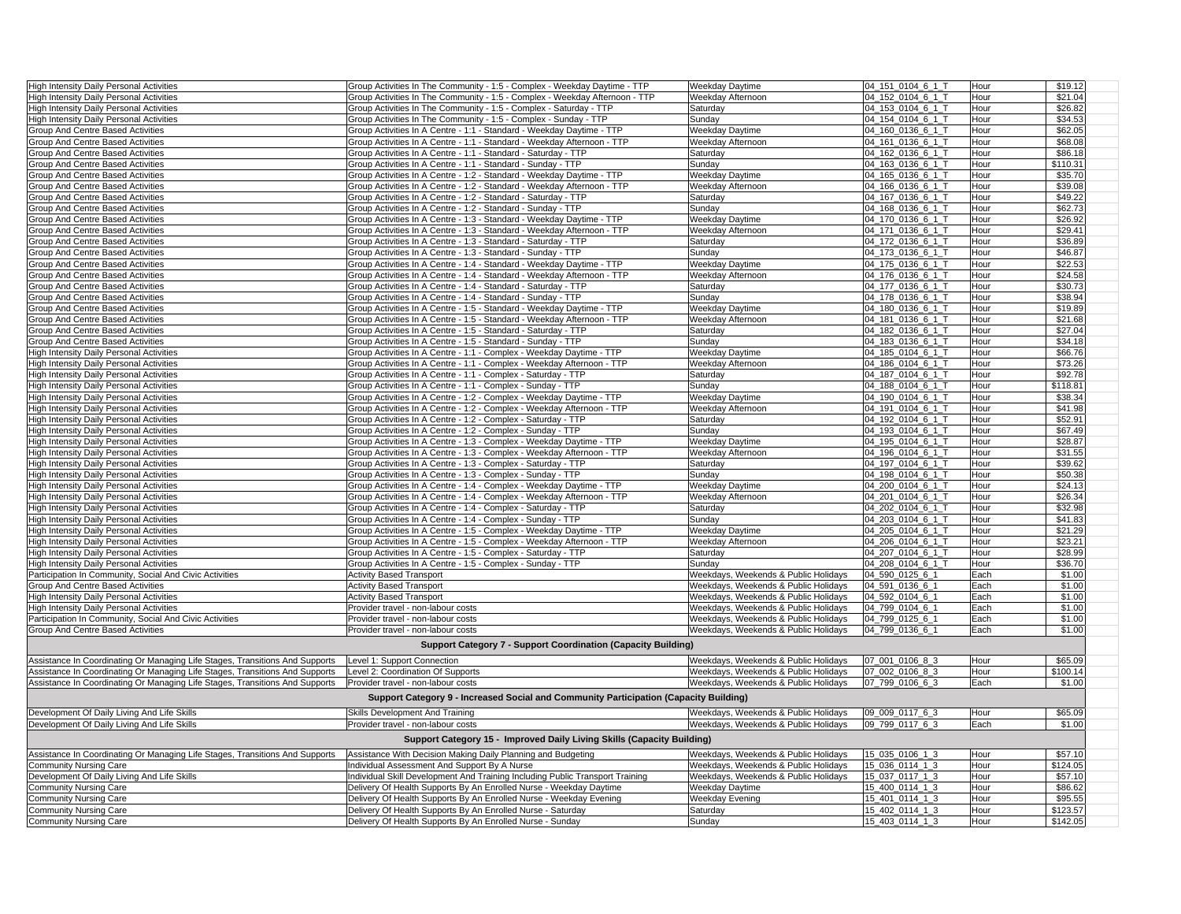| | | | | | |
|---|---|---|---|---|---|
| High Intensity Daily Personal Activities | Group Activities In The Community - 1:5 - Complex - Weekday Daytime - TTP | Weekday Daytime | 04_151_0104_6_1_T | Hour | $19.12 |
| High Intensity Daily Personal Activities | Group Activities In The Community - 1:5 - Complex - Weekday Afternoon - TTP | Weekday Afternoon | 04_152_0104_6_1_T | Hour | $21.04 |
| High Intensity Daily Personal Activities | Group Activities In The Community - 1:5 - Complex - Saturday - TTP | Saturday | 04_153_0104_6_1_T | Hour | $26.82 |
| High Intensity Daily Personal Activities | Group Activities In The Community - 1:5 - Complex - Sunday - TTP | Sunday | 04_154_0104_6_1_T | Hour | $34.53 |
| Group And Centre Based Activities | Group Activities In A Centre - 1:1 - Standard - Weekday Daytime - TTP | Weekday Daytime | 04_160_0136_6_1_T | Hour | $62.05 |
| Group And Centre Based Activities | Group Activities In A Centre - 1:1 - Standard - Weekday Afternoon - TTP | Weekday Afternoon | 04_161_0136_6_1_T | Hour | $68.08 |
| Group And Centre Based Activities | Group Activities In A Centre - 1:1 - Standard - Saturday - TTP | Saturday | 04_162_0136_6_1_T | Hour | $86.18 |
| Group And Centre Based Activities | Group Activities In A Centre - 1:1 - Standard - Sunday - TTP | Sunday | 04_163_0136_6_1_T | Hour | $110.31 |
| Group And Centre Based Activities | Group Activities In A Centre - 1:2 - Standard - Weekday Daytime - TTP | Weekday Daytime | 04_165_0136_6_1_T | Hour | $35.70 |
| Group And Centre Based Activities | Group Activities In A Centre - 1:2 - Standard - Weekday Afternoon - TTP | Weekday Afternoon | 04_166_0136_6_1_T | Hour | $39.08 |
| Group And Centre Based Activities | Group Activities In A Centre - 1:2 - Standard - Saturday - TTP | Saturday | 04_167_0136_6_1_T | Hour | $49.22 |
| Group And Centre Based Activities | Group Activities In A Centre - 1:2 - Standard - Sunday - TTP | Sunday | 04_168_0136_6_1_T | Hour | $62.73 |
| Group And Centre Based Activities | Group Activities In A Centre - 1:3 - Standard - Weekday Daytime - TTP | Weekday Daytime | 04_170_0136_6_1_T | Hour | $26.92 |
| Group And Centre Based Activities | Group Activities In A Centre - 1:3 - Standard - Weekday Afternoon - TTP | Weekday Afternoon | 04_171_0136_6_1_T | Hour | $29.41 |
| Group And Centre Based Activities | Group Activities In A Centre - 1:3 - Standard - Saturday - TTP | Saturday | 04_172_0136_6_1_T | Hour | $36.89 |
| Group And Centre Based Activities | Group Activities In A Centre - 1:3 - Standard - Sunday - TTP | Sunday | 04_173_0136_6_1_T | Hour | $46.87 |
| Group And Centre Based Activities | Group Activities In A Centre - 1:4 - Standard - Weekday Daytime - TTP | Weekday Daytime | 04_175_0136_6_1_T | Hour | $22.53 |
| Group And Centre Based Activities | Group Activities In A Centre - 1:4 - Standard - Weekday Afternoon - TTP | Weekday Afternoon | 04_176_0136_6_1_T | Hour | $24.58 |
| Group And Centre Based Activities | Group Activities In A Centre - 1:4 - Standard - Saturday - TTP | Saturday | 04_177_0136_6_1_T | Hour | $30.73 |
| Group And Centre Based Activities | Group Activities In A Centre - 1:4 - Standard - Sunday - TTP | Sunday | 04_178_0136_6_1_T | Hour | $38.94 |
| Group And Centre Based Activities | Group Activities In A Centre - 1:5 - Standard - Weekday Daytime - TTP | Weekday Daytime | 04_180_0136_6_1_T | Hour | $19.89 |
| Group And Centre Based Activities | Group Activities In A Centre - 1:5 - Standard - Weekday Afternoon - TTP | Weekday Afternoon | 04_181_0136_6_1_T | Hour | $21.68 |
| Group And Centre Based Activities | Group Activities In A Centre - 1:5 - Standard - Saturday - TTP | Saturday | 04_182_0136_6_1_T | Hour | $27.04 |
| Group And Centre Based Activities | Group Activities In A Centre - 1:5 - Standard - Sunday - TTP | Sunday | 04_183_0136_6_1_T | Hour | $34.18 |
| High Intensity Daily Personal Activities | Group Activities In A Centre - 1:1 - Complex - Weekday Daytime - TTP | Weekday Daytime | 04_185_0104_6_1_T | Hour | $66.76 |
| High Intensity Daily Personal Activities | Group Activities In A Centre - 1:1 - Complex - Weekday Afternoon - TTP | Weekday Afternoon | 04_186_0104_6_1_T | Hour | $73.26 |
| High Intensity Daily Personal Activities | Group Activities In A Centre - 1:1 - Complex - Saturday - TTP | Saturday | 04_187_0104_6_1_T | Hour | $92.78 |
| High Intensity Daily Personal Activities | Group Activities In A Centre - 1:1 - Complex - Sunday - TTP | Sunday | 04_188_0104_6_1_T | Hour | $118.81 |
| High Intensity Daily Personal Activities | Group Activities In A Centre - 1:2 - Complex - Weekday Daytime - TTP | Weekday Daytime | 04_190_0104_6_1_T | Hour | $38.34 |
| High Intensity Daily Personal Activities | Group Activities In A Centre - 1:2 - Complex - Weekday Afternoon - TTP | Weekday Afternoon | 04_191_0104_6_1_T | Hour | $41.98 |
| High Intensity Daily Personal Activities | Group Activities In A Centre - 1:2 - Complex - Saturday - TTP | Saturday | 04_192_0104_6_1_T | Hour | $52.91 |
| High Intensity Daily Personal Activities | Group Activities In A Centre - 1:2 - Complex - Sunday - TTP | Sunday | 04_193_0104_6_1_T | Hour | $67.49 |
| High Intensity Daily Personal Activities | Group Activities In A Centre - 1:3 - Complex - Weekday Daytime - TTP | Weekday Daytime | 04_195_0104_6_1_T | Hour | $28.87 |
| High Intensity Daily Personal Activities | Group Activities In A Centre - 1:3 - Complex - Weekday Afternoon - TTP | Weekday Afternoon | 04_196_0104_6_1_T | Hour | $31.55 |
| High Intensity Daily Personal Activities | Group Activities In A Centre - 1:3 - Complex - Saturday - TTP | Saturday | 04_197_0104_6_1_T | Hour | $39.62 |
| High Intensity Daily Personal Activities | Group Activities In A Centre - 1:3 - Complex - Sunday - TTP | Sunday | 04_198_0104_6_1_T | Hour | $50.38 |
| High Intensity Daily Personal Activities | Group Activities In A Centre - 1:4 - Complex - Weekday Daytime - TTP | Weekday Daytime | 04_200_0104_6_1_T | Hour | $24.13 |
| High Intensity Daily Personal Activities | Group Activities In A Centre - 1:4 - Complex - Weekday Afternoon - TTP | Weekday Afternoon | 04_201_0104_6_1_T | Hour | $26.34 |
| High Intensity Daily Personal Activities | Group Activities In A Centre - 1:4 - Complex - Saturday - TTP | Saturday | 04_202_0104_6_1_T | Hour | $32.98 |
| High Intensity Daily Personal Activities | Group Activities In A Centre - 1:4 - Complex - Sunday - TTP | Sunday | 04_203_0104_6_1_T | Hour | $41.83 |
| High Intensity Daily Personal Activities | Group Activities In A Centre - 1:5 - Complex - Weekday Daytime - TTP | Weekday Daytime | 04_205_0104_6_1_T | Hour | $21.29 |
| High Intensity Daily Personal Activities | Group Activities In A Centre - 1:5 - Complex - Weekday Afternoon - TTP | Weekday Afternoon | 04_206_0104_6_1_T | Hour | $23.21 |
| High Intensity Daily Personal Activities | Group Activities In A Centre - 1:5 - Complex - Saturday - TTP | Saturday | 04_207_0104_6_1_T | Hour | $28.99 |
| High Intensity Daily Personal Activities | Group Activities In A Centre - 1:5 - Complex - Sunday - TTP | Sunday | 04_208_0104_6_1_T | Hour | $36.70 |
| Participation In Community, Social And Civic Activities | Activity Based Transport | Weekdays, Weekends & Public Holidays | 04_590_0125_6_1 | Each | $1.00 |
| Group And Centre Based Activities | Activity Based Transport | Weekdays, Weekends & Public Holidays | 04_591_0136_6_1 | Each | $1.00 |
| High Intensity Daily Personal Activities | Activity Based Transport | Weekdays, Weekends & Public Holidays | 04_592_0104_6_1 | Each | $1.00 |
| High Intensity Daily Personal Activities | Provider travel - non-labour costs | Weekdays, Weekends & Public Holidays | 04_799_0104_6_1 | Each | $1.00 |
| Participation In Community, Social And Civic Activities | Provider travel - non-labour costs | Weekdays, Weekends & Public Holidays | 04_799_0125_6_1 | Each | $1.00 |
| Group And Centre Based Activities | Provider travel - non-labour costs | Weekdays, Weekends & Public Holidays | 04_799_0136_6_1 | Each | $1.00 |
| **Support Category 7 - Support Coordination (Capacity Building)** | | | | | |
| Assistance In Coordinating Or Managing Life Stages, Transitions And Supports | Level 1: Support Connection | Weekdays, Weekends & Public Holidays | 07_001_0106_8_3 | Hour | $65.09 |
| Assistance In Coordinating Or Managing Life Stages, Transitions And Supports | Level 2: Coordination Of Supports | Weekdays, Weekends & Public Holidays | 07_002_0106_8_3 | Hour | $100.14 |
| Assistance In Coordinating Or Managing Life Stages, Transitions And Supports | Provider travel - non-labour costs | Weekdays, Weekends & Public Holidays | 07_799_0106_6_3 | Each | $1.00 |
| **Support Category 9 - Increased Social and Community Participation (Capacity Building)** | | | | | |
| Development Of Daily Living And Life Skills | Skills Development And Training | Weekdays, Weekends & Public Holidays | 09_009_0117_6_3 | Hour | $65.09 |
| Development Of Daily Living And Life Skills | Provider travel - non-labour costs | Weekdays, Weekends & Public Holidays | 09_799_0117_6_3 | Each | $1.00 |
| **Support Category 15 - Improved Daily Living Skills (Capacity Building)** | | | | | |
| Assistance In Coordinating Or Managing Life Stages, Transitions And Supports | Assistance With Decision Making Daily Planning and Budgeting | Weekdays, Weekends & Public Holidays | 15_035_0106_1_3 | Hour | $57.10 |
| Community Nursing Care | Individual Assessment And Support By A Nurse | Weekdays, Weekends & Public Holidays | 15_036_0114_1_3 | Hour | $124.05 |
| Development Of Daily Living And Life Skills | Individual Skill Development And Training Including Public Transport Training | Weekdays, Weekends & Public Holidays | 15_037_0117_1_3 | Hour | $57.10 |
| Community Nursing Care | Delivery Of Health Supports By An Enrolled Nurse - Weekday Daytime | Weekday Daytime | 15_400_0114_1_3 | Hour | $86.62 |
| Community Nursing Care | Delivery Of Health Supports By An Enrolled Nurse - Weekday Evening | Weekday Evening | 15_401_0114_1_3 | Hour | $95.55 |
| Community Nursing Care | Delivery Of Health Supports By An Enrolled Nurse - Saturday | Saturday | 15_402_0114_1_3 | Hour | $123.57 |
| Community Nursing Care | Delivery Of Health Supports By An Enrolled Nurse - Sunday | Sunday | 15_403_0114_1_3 | Hour | $142.05 |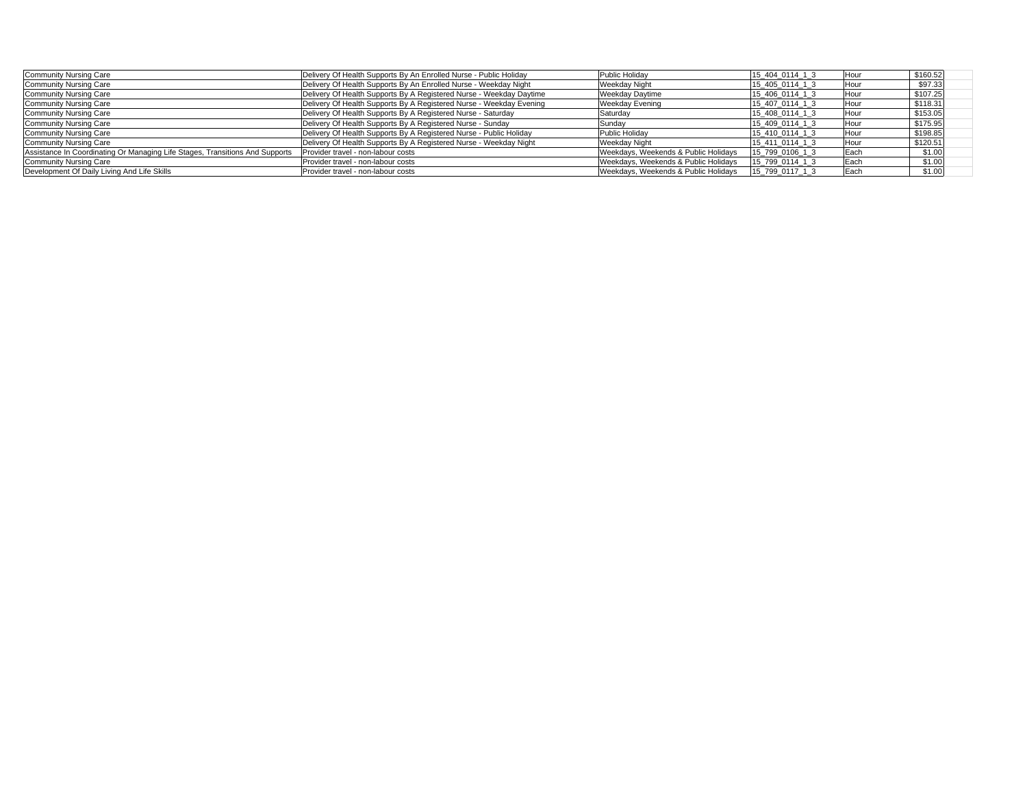| | | | | | |
|---|---|---|---|---|---|
| Community Nursing Care | Delivery Of Health Supports By An Enrolled Nurse - Public Holiday | Public Holiday | 15_404_0114_1_3 | Hour | $160.52 |
| Community Nursing Care | Delivery Of Health Supports By An Enrolled Nurse - Weekday Night | Weekday Night | 15_405_0114_1_3 | Hour | $97.33 |
| Community Nursing Care | Delivery Of Health Supports By A Registered Nurse - Weekday Daytime | Weekday Daytime | 15_406_0114_1_3 | Hour | $107.25 |
| Community Nursing Care | Delivery Of Health Supports By A Registered Nurse - Weekday Evening | Weekday Evening | 15_407_0114_1_3 | Hour | $118.31 |
| Community Nursing Care | Delivery Of Health Supports By A Registered Nurse - Saturday | Saturday | 15_408_0114_1_3 | Hour | $153.05 |
| Community Nursing Care | Delivery Of Health Supports By A Registered Nurse - Sunday | Sunday | 15_409_0114_1_3 | Hour | $175.95 |
| Community Nursing Care | Delivery Of Health Supports By A Registered Nurse - Public Holiday | Public Holiday | 15_410_0114_1_3 | Hour | $198.85 |
| Community Nursing Care | Delivery Of Health Supports By A Registered Nurse - Weekday Night | Weekday Night | 15_411_0114_1_3 | Hour | $120.51 |
| Assistance In Coordinating Or Managing Life Stages, Transitions And Supports | Provider travel - non-labour costs | Weekdays, Weekends & Public Holidays | 15_799_0106_1_3 | Each | $1.00 |
| Community Nursing Care | Provider travel - non-labour costs | Weekdays, Weekends & Public Holidays | 15_799_0114_1_3 | Each | $1.00 |
| Development Of Daily Living And Life Skills | Provider travel - non-labour costs | Weekdays, Weekends & Public Holidays | 15_799_0117_1_3 | Each | $1.00 |